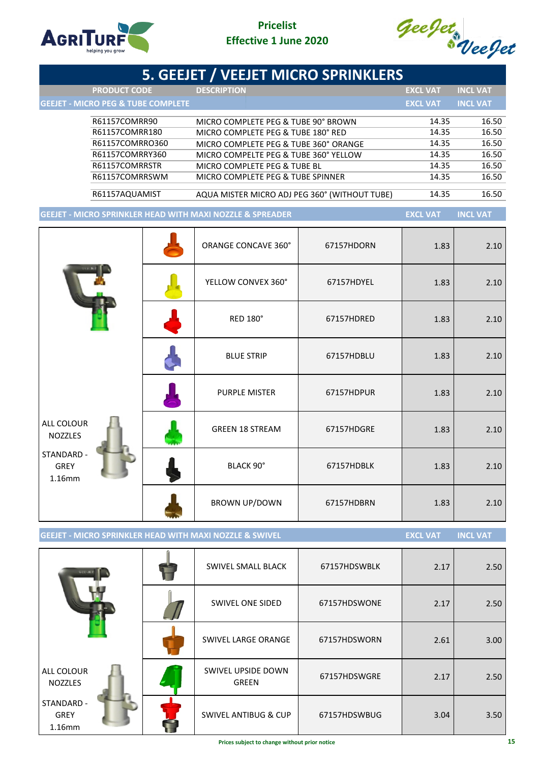Pricelist
Effective 1 June 2020

# 5. GEEJET / VEEJET MICRO SPRINKLERS

| PRODUCT CODE | DESCRIPTION | EXCL VAT | INCL VAT |
|---|---|---|---|
| **GEEJET - MICRO PEG & TUBE COMPLETE** | | **EXCL VAT** | **INCL VAT** |
| R61157COMRR90 | MICRO COMPLETE PEG & TUBE 90° BROWN | 14.35 | 16.50 |
| R61157COMRR180 | MICRO COMPLETE PEG & TUBE 180° RED | 14.35 | 16.50 |
| R61157COMRRO360 | MICRO COMPLETE PEG & TUBE 360° ORANGE | 14.35 | 16.50 |
| R61157COMRRY360 | MICRO COMPELTE PEG & TUBE 360° YELLOW | 14.35 | 16.50 |
| R61157COMRRSTR | MICRO COMPLETE PEG & TUBE BL | 14.35 | 16.50 |
| R61157COMRRSWM | MICRO COMPLETE PEG & TUBE SPINNER | 14.35 | 16.50 |
| R61157AQUAMIST | AQUA MISTER MICRO ADJ PEG 360° (WITHOUT TUBE) | 14.35 | 16.50 |

## GEEJET - MICRO SPRINKLER HEAD WITH MAXI NOZZLE & SPREADER

ALL COLOUR NOZZLES

STANDARD - GREY 1.16mm

| DESCRIPTION | PRODUCT CODE | EXCL VAT | INCL VAT |
|---|---|---|---|
| ORANGE CONCAVE 360° | 67157HDORN | 1.83 | 2.10 |
| YELLOW CONVEX 360° | 67157HDYEL | 1.83 | 2.10 |
| RED 180° | 67157HDRED | 1.83 | 2.10 |
| BLUE STRIP | 67157HDBLU | 1.83 | 2.10 |
| PURPLE MISTER | 67157HDPUR | 1.83 | 2.10 |
| GREEN 18 STREAM | 67157HDGRE | 1.83 | 2.10 |
| BLACK 90° | 67157HDBLK | 1.83 | 2.10 |
| BROWN UP/DOWN | 67157HDBRN | 1.83 | 2.10 |

## GEEJET - MICRO SPRINKLER HEAD WITH MAXI NOZZLE & SWIVEL

ALL COLOUR NOZZLES

STANDARD - GREY 1.16mm

| DESCRIPTION | PRODUCT CODE | EXCL VAT | INCL VAT |
|---|---|---|---|
| SWIVEL SMALL BLACK | 67157HDSWBLK | 2.17 | 2.50 |
| SWIVEL ONE SIDED | 67157HDSWONE | 2.17 | 2.50 |
| SWIVEL LARGE ORANGE | 67157HDSWORN | 2.61 | 3.00 |
| SWIVEL UPSIDE DOWN GREEN | 67157HDSWGRE | 2.17 | 2.50 |
| SWIVEL ANTIBUG & CUP | 67157HDSWBUG | 3.04 | 3.50 |

Prices subject to change without prior notice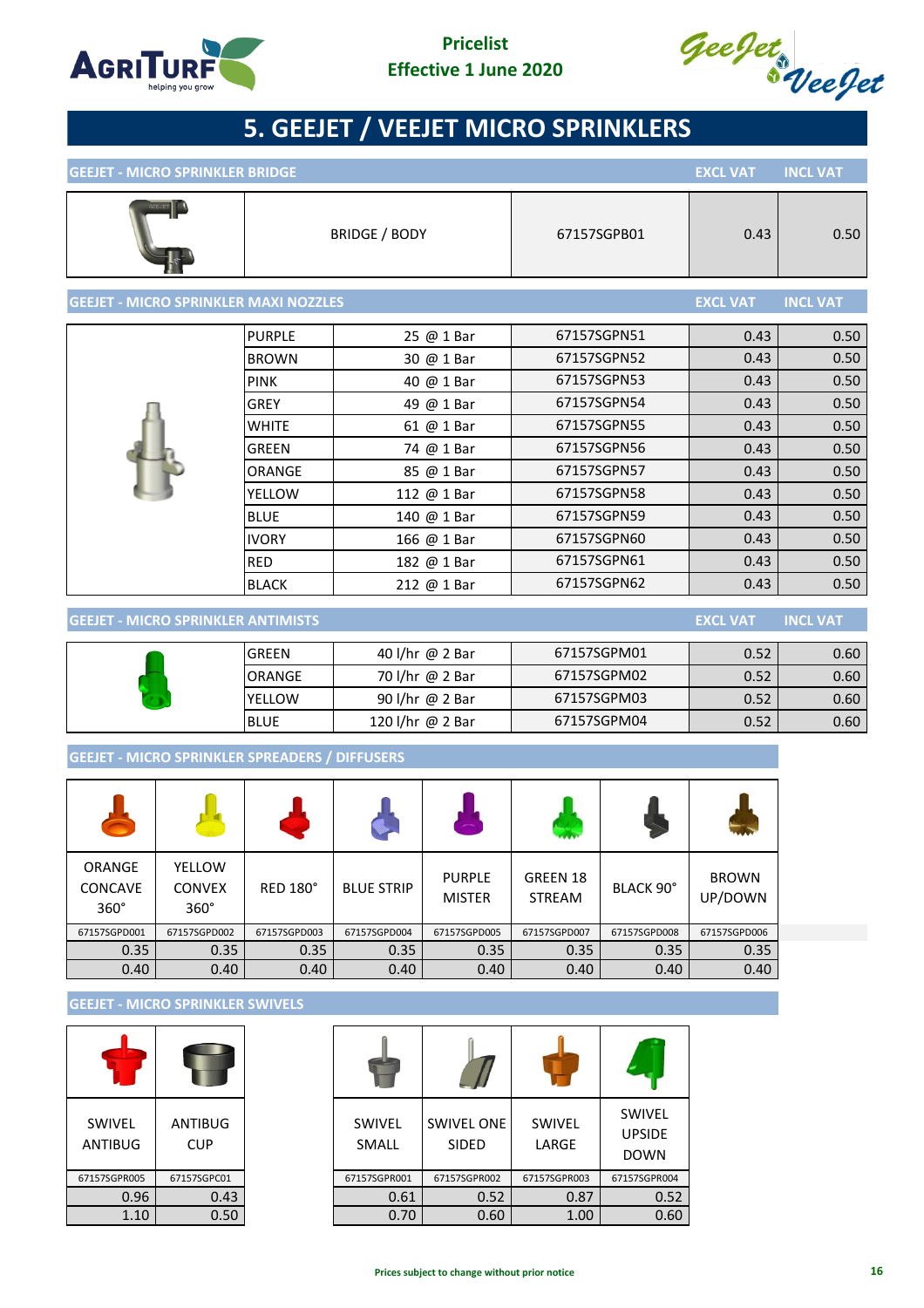Pricelist
Effective 1 June 2020

# 5. GEEJET / VEEJET MICRO SPRINKLERS

## GEEJET - MICRO SPRINKLER BRIDGE

| | | | EXCL VAT | INCL VAT |
|---|---|---|---|---|
| | BRIDGE / BODY | 67157SGPB01 | 0.43 | 0.50 |

## GEEJET - MICRO SPRINKLER MAXI NOZZLES

| | | Code | EXCL VAT | INCL VAT |
|---|---|---|---|---|
| PURPLE | 25 @ 1 Bar | 67157SGPN51 | 0.43 | 0.50 |
| BROWN | 30 @ 1 Bar | 67157SGPN52 | 0.43 | 0.50 |
| PINK | 40 @ 1 Bar | 67157SGPN53 | 0.43 | 0.50 |
| GREY | 49 @ 1 Bar | 67157SGPN54 | 0.43 | 0.50 |
| WHITE | 61 @ 1 Bar | 67157SGPN55 | 0.43 | 0.50 |
| GREEN | 74 @ 1 Bar | 67157SGPN56 | 0.43 | 0.50 |
| ORANGE | 85 @ 1 Bar | 67157SGPN57 | 0.43 | 0.50 |
| YELLOW | 112 @ 1 Bar | 67157SGPN58 | 0.43 | 0.50 |
| BLUE | 140 @ 1 Bar | 67157SGPN59 | 0.43 | 0.50 |
| IVORY | 166 @ 1 Bar | 67157SGPN60 | 0.43 | 0.50 |
| RED | 182 @ 1 Bar | 67157SGPN61 | 0.43 | 0.50 |
| BLACK | 212 @ 1 Bar | 67157SGPN62 | 0.43 | 0.50 |

## GEEJET - MICRO SPRINKLER ANTIMISTS

| | | Code | EXCL VAT | INCL VAT |
|---|---|---|---|---|
| GREEN | 40 l/hr @ 2 Bar | 67157SGPM01 | 0.52 | 0.60 |
| ORANGE | 70 l/hr @ 2 Bar | 67157SGPM02 | 0.52 | 0.60 |
| YELLOW | 90 l/hr @ 2 Bar | 67157SGPM03 | 0.52 | 0.60 |
| BLUE | 120 l/hr @ 2 Bar | 67157SGPM04 | 0.52 | 0.60 |

## GEEJET - MICRO SPRINKLER SPREADERS / DIFFUSERS

| ORANGE CONCAVE 360° | YELLOW CONVEX 360° | RED 180° | BLUE STRIP | PURPLE MISTER | GREEN 18 STREAM | BLACK 90° | BROWN UP/DOWN |
|---|---|---|---|---|---|---|---|
| 67157SGPD001 | 67157SGPD002 | 67157SGPD003 | 67157SGPD004 | 67157SGPD005 | 67157SGPD007 | 67157SGPD008 | 67157SGPD006 |
| 0.35 | 0.35 | 0.35 | 0.35 | 0.35 | 0.35 | 0.35 | 0.35 |
| 0.40 | 0.40 | 0.40 | 0.40 | 0.40 | 0.40 | 0.40 | 0.40 |

## GEEJET - MICRO SPRINKLER SWIVELS

| SWIVEL ANTIBUG | ANTIBUG CUP |
|---|---|
| 67157SGPR005 | 67157SGPC01 |
| 0.96 | 0.43 |
| 1.10 | 0.50 |

| SWIVEL SMALL | SWIVEL ONE SIDED | SWIVEL LARGE | SWIVEL UPSIDE DOWN |
|---|---|---|---|
| 67157SGPR001 | 67157SGPR002 | 67157SGPR003 | 67157SGPR004 |
| 0.61 | 0.52 | 0.87 | 0.52 |
| 0.70 | 0.60 | 1.00 | 0.60 |

**Prices subject to change without prior notice**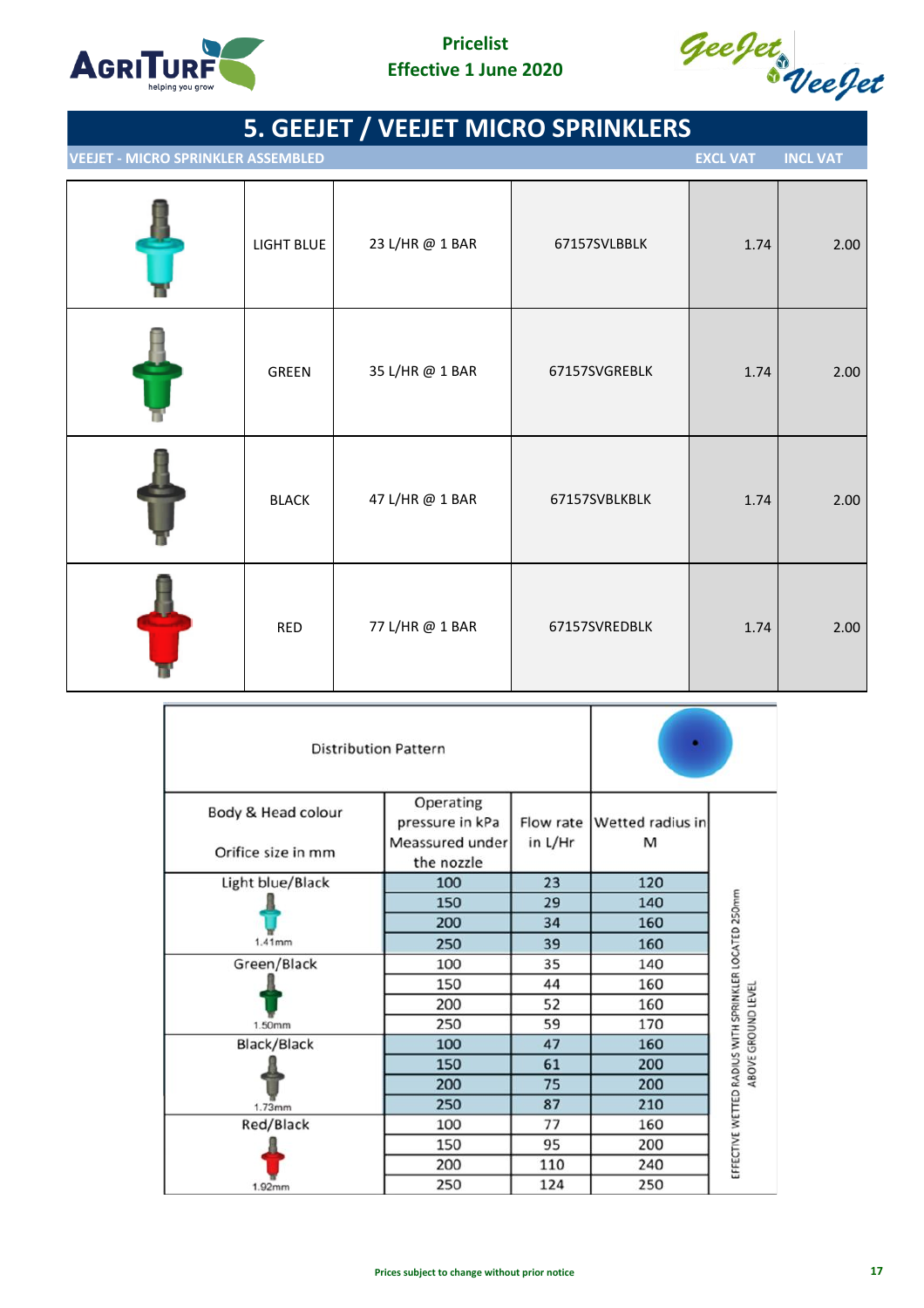Pricelist
Effective 1 June 2020

# 5. GEEJET / VEEJET MICRO SPRINKLERS

| VEEJET - MICRO SPRINKLER ASSEMBLED | | | | EXCL VAT | INCL VAT |
|---|---|---|---|---|---|
| | LIGHT BLUE | 23 L/HR @ 1 BAR | 67157SVLBBLK | 1.74 | 2.00 |
| | GREEN | 35 L/HR @ 1 BAR | 67157SVGREBLK | 1.74 | 2.00 |
| | BLACK | 47 L/HR @ 1 BAR | 67157SVBLKBLK | 1.74 | 2.00 |
| | RED | 77 L/HR @ 1 BAR | 67157SVREDBLK | 1.74 | 2.00 |

| Distribution Pattern | | | | |
|---|---|---|---|---|
| Body & Head colour / Orifice size in mm | Operating pressure in kPa Meassured under the nozzle | Flow rate in L/Hr | Wetted radius in M | |
| Light blue/Black 1.41mm | 100 | 23 | 120 | EFFECTIVE WETTED RADIUS WITH SPRINKLER LOCATED 250mm ABOVE GROUND LEVEL |
| | 150 | 29 | 140 | |
| | 200 | 34 | 160 | |
| | 250 | 39 | 160 | |
| Green/Black 1.50mm | 100 | 35 | 140 | |
| | 150 | 44 | 160 | |
| | 200 | 52 | 160 | |
| | 250 | 59 | 170 | |
| Black/Black 1.73mm | 100 | 47 | 160 | |
| | 150 | 61 | 200 | |
| | 200 | 75 | 200 | |
| | 250 | 87 | 210 | |
| Red/Black 1.92mm | 100 | 77 | 160 | |
| | 150 | 95 | 200 | |
| | 200 | 110 | 240 | |
| | 250 | 124 | 250 | |

Prices subject to change without prior notice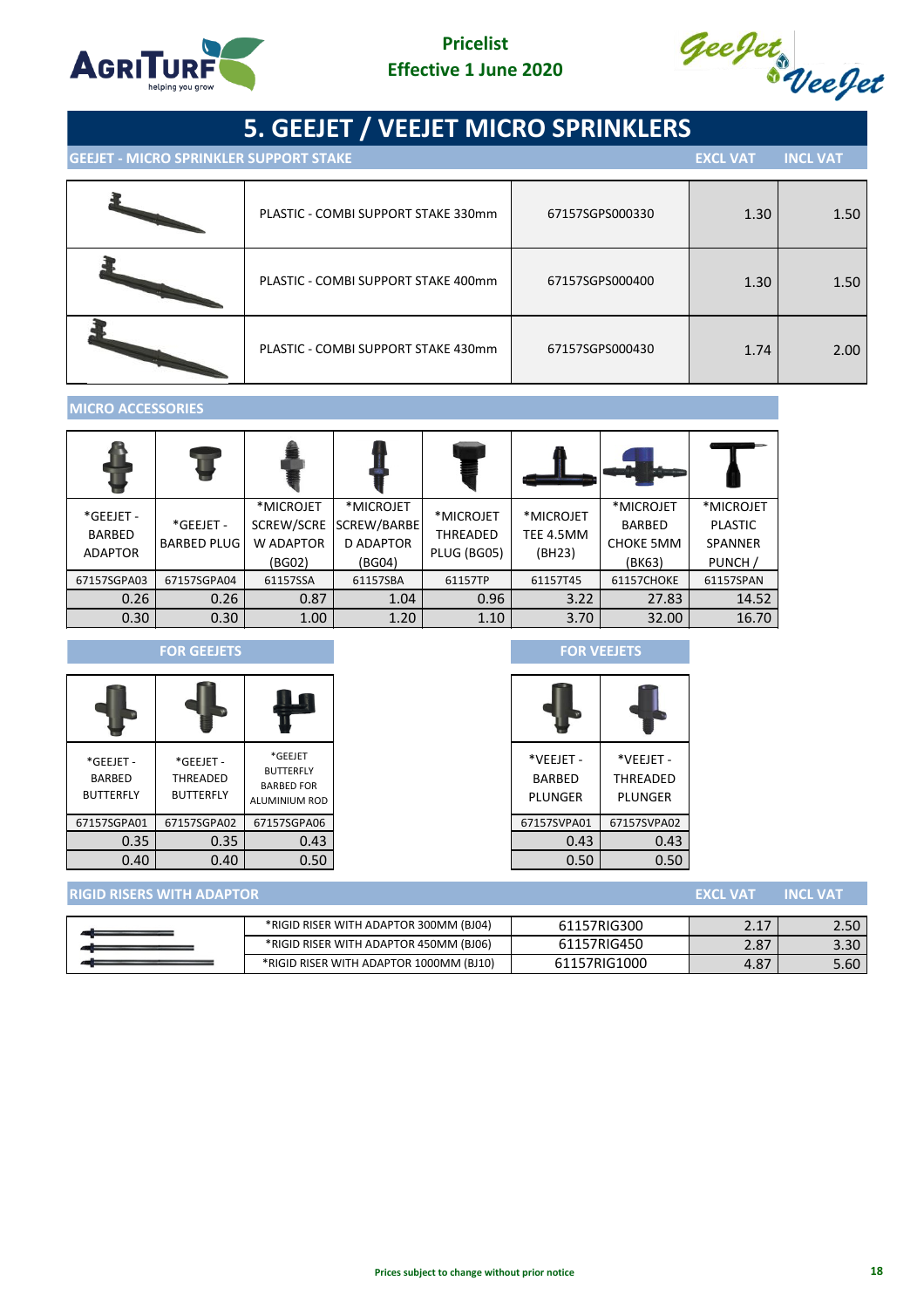Pricelist
Effective 1 June 2020

# 5. GEEJET / VEEJET MICRO SPRINKLERS

## GEEJET - MICRO SPRINKLER SUPPORT STAKE

| | Description | Code | EXCL VAT | INCL VAT |
|---|---|---|---|---|
| | PLASTIC - COMBI SUPPORT STAKE 330mm | 67157SGPS000330 | 1.30 | 1.50 |
| | PLASTIC - COMBI SUPPORT STAKE 400mm | 67157SGPS000400 | 1.30 | 1.50 |
| | PLASTIC - COMBI SUPPORT STAKE 430mm | 67157SGPS000430 | 1.74 | 2.00 |

## MICRO ACCESSORIES

| *GEEJET - BARBED ADAPTOR | *GEEJET - BARBED PLUG | *MICROJET SCREW/SCREW ADAPTOR (BG02) | *MICROJET SCREW/BARBED ADAPTOR (BG04) | *MICROJET THREADED PLUG (BG05) | *MICROJET TEE 4.5MM (BH23) | *MICROJET BARBED CHOKE 5MM (BK63) | *MICROJET PLASTIC SPANNER PUNCH / |
|---|---|---|---|---|---|---|---|
| 67157SGPA03 | 67157SGPA04 | 61157SSA | 61157SBA | 61157TP | 61157T45 | 61157CHOKE | 61157SPAN |
| 0.26 | 0.26 | 0.87 | 1.04 | 0.96 | 3.22 | 27.83 | 14.52 |
| 0.30 | 0.30 | 1.00 | 1.20 | 1.10 | 3.70 | 32.00 | 16.70 |

### FOR GEEJETS

| *GEEJET - BARBED BUTTERFLY | *GEEJET - THREADED BUTTERFLY | *GEEJET BUTTERFLY BARBED FOR ALUMINIUM ROD |
|---|---|---|
| 67157SGPA01 | 67157SGPA02 | 67157SGPA06 |
| 0.35 | 0.35 | 0.43 |
| 0.40 | 0.40 | 0.50 |

### FOR VEEJETS

| *VEEJET - BARBED PLUNGER | *VEEJET - THREADED PLUNGER |
|---|---|
| 67157SVPA01 | 67157SVPA02 |
| 0.43 | 0.43 |
| 0.50 | 0.50 |

## RIGID RISERS WITH ADAPTOR

| | Description | Code | EXCL VAT | INCL VAT |
|---|---|---|---|---|
| | *RIGID RISER WITH ADAPTOR 300MM (BJ04) | 61157RIG300 | 2.17 | 2.50 |
| | *RIGID RISER WITH ADAPTOR 450MM (BJ06) | 61157RIG450 | 2.87 | 3.30 |
| | *RIGID RISER WITH ADAPTOR 1000MM (BJ10) | 61157RIG1000 | 4.87 | 5.60 |

Prices subject to change without prior notice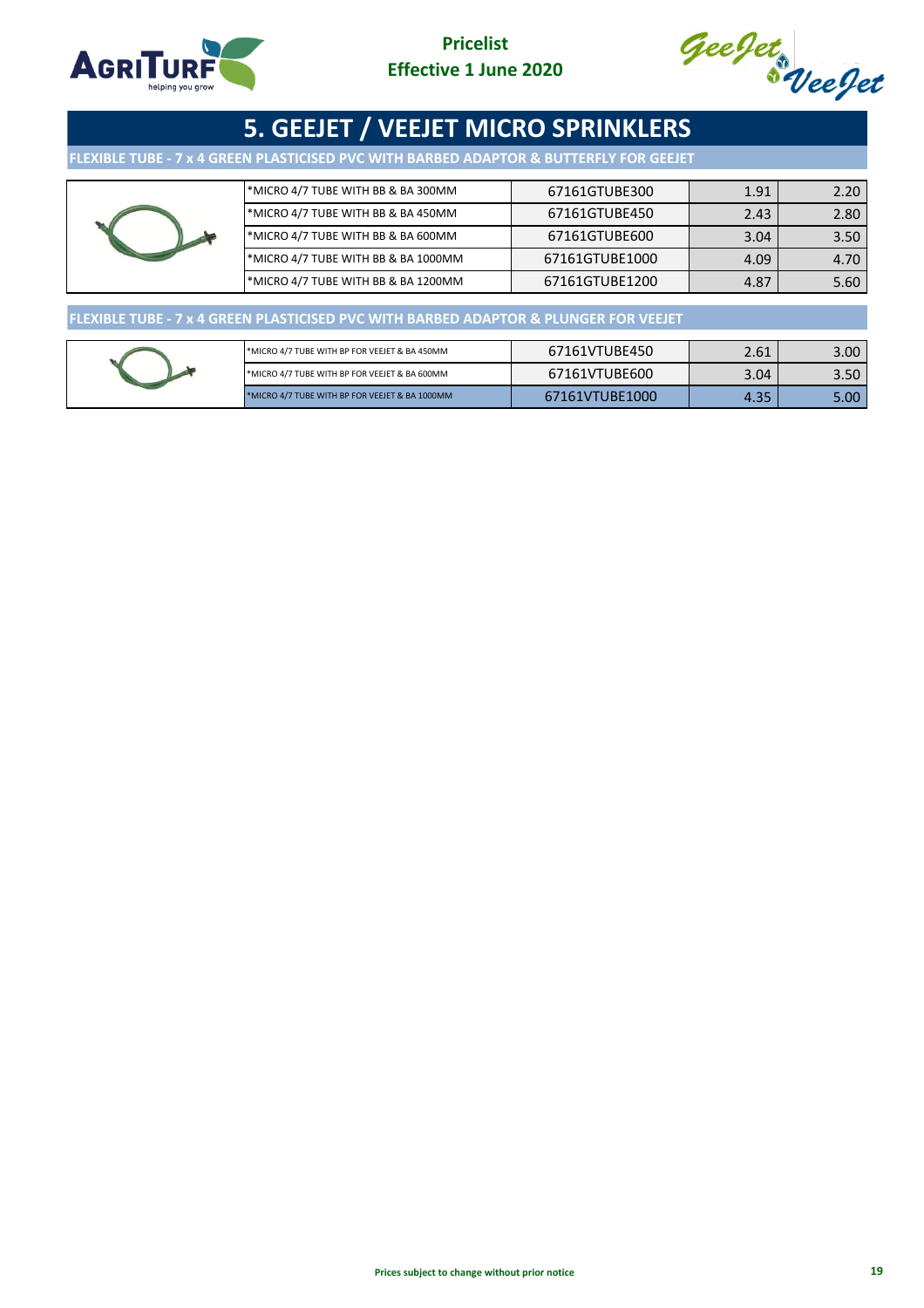Pricelist
Effective 1 June 2020

# 5. GEEJET / VEEJET MICRO SPRINKLERS

### FLEXIBLE TUBE - 7 x 4 GREEN PLASTICISED PVC WITH BARBED ADAPTOR & BUTTERFLY FOR GEEJET

| | | | | |
|---|---|---|---|---|
| | *MICRO 4/7 TUBE WITH BB & BA 300MM | 67161GTUBE300 | 1.91 | 2.20 |
| | *MICRO 4/7 TUBE WITH BB & BA 450MM | 67161GTUBE450 | 2.43 | 2.80 |
| | *MICRO 4/7 TUBE WITH BB & BA 600MM | 67161GTUBE600 | 3.04 | 3.50 |
| | *MICRO 4/7 TUBE WITH BB & BA 1000MM | 67161GTUBE1000 | 4.09 | 4.70 |
| | *MICRO 4/7 TUBE WITH BB & BA 1200MM | 67161GTUBE1200 | 4.87 | 5.60 |

### FLEXIBLE TUBE - 7 x 4 GREEN PLASTICISED PVC WITH BARBED ADAPTOR & PLUNGER FOR VEEJET

| | | | | |
|---|---|---|---|---|
| | *MICRO 4/7 TUBE WITH BP FOR VEEJET & BA 450MM | 67161VTUBE450 | 2.61 | 3.00 |
| | *MICRO 4/7 TUBE WITH BP FOR VEEJET & BA 600MM | 67161VTUBE600 | 3.04 | 3.50 |
| | *MICRO 4/7 TUBE WITH BP FOR VEEJET & BA 1000MM | 67161VTUBE1000 | 4.35 | 5.00 |

Prices subject to change without prior notice